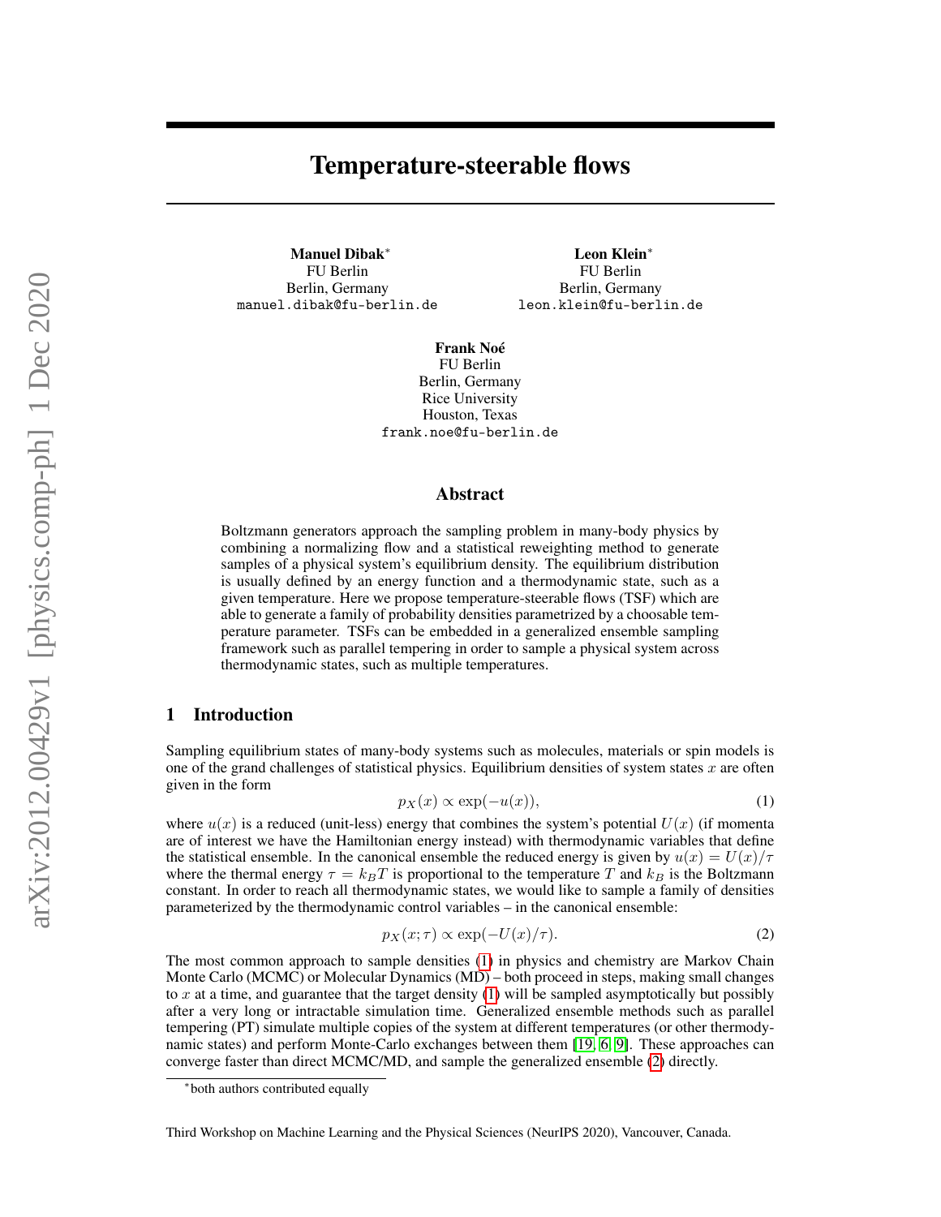# Temperature-steerable flows

**Manuel Dibak**[*]
FU Berlin
Berlin, Germany
manuel.dibak@fu-berlin.de

**Leon Klein**[*]
FU Berlin
Berlin, Germany
leon.klein@fu-berlin.de

**Frank Noé**
FU Berlin
Berlin, Germany
Rice University
Houston, Texas
frank.noe@fu-berlin.de

## Abstract

Boltzmann generators approach the sampling problem in many-body physics by combining a normalizing flow and a statistical reweighting method to generate samples of a physical system's equilibrium density. The equilibrium distribution is usually defined by an energy function and a thermodynamic state, such as a given temperature. Here we propose temperature-steerable flows (TSF) which are able to generate a family of probability densities parametrized by a choosable temperature parameter. TSFs can be embedded in a generalized ensemble sampling framework such as parallel tempering in order to sample a physical system across thermodynamic states, such as multiple temperatures.

## 1 Introduction

Sampling equilibrium states of many-body systems such as molecules, materials or spin models is one of the grand challenges of statistical physics. Equilibrium densities of system states $x$ are often given in the form

$$p_X(x) \propto \exp(-u(x)), \tag{1}$$

where $u(x)$ is a reduced (unit-less) energy that combines the system's potential $U(x)$ (if momenta are of interest we have the Hamiltonian energy instead) with thermodynamic variables that define the statistical ensemble. In the canonical ensemble the reduced energy is given by $u(x) = U(x)/\tau$ where the thermal energy $\tau = k_B T$ is proportional to the temperature $T$ and $k_B$ is the Boltzmann constant. In order to reach all thermodynamic states, we would like to sample a family of densities parameterized by the thermodynamic control variables – in the canonical ensemble:

$$p_X(x; \tau) \propto \exp(-U(x)/\tau). \tag{2}$$

The most common approach to sample densities (1) in physics and chemistry are Markov Chain Monte Carlo (MCMC) or Molecular Dynamics (MD) – both proceed in steps, making small changes to $x$ at a time, and guarantee that the target density (1) will be sampled asymptotically but possibly after a very long or intractable simulation time. Generalized ensemble methods such as parallel tempering (PT) simulate multiple copies of the system at different temperatures (or other thermodynamic states) and perform Monte-Carlo exchanges between them [19, 6, 9]. These approaches can converge faster than direct MCMC/MD, and sample the generalized ensemble (2) directly.

[*]both authors contributed equally

Third Workshop on Machine Learning and the Physical Sciences (NeurIPS 2020), Vancouver, Canada.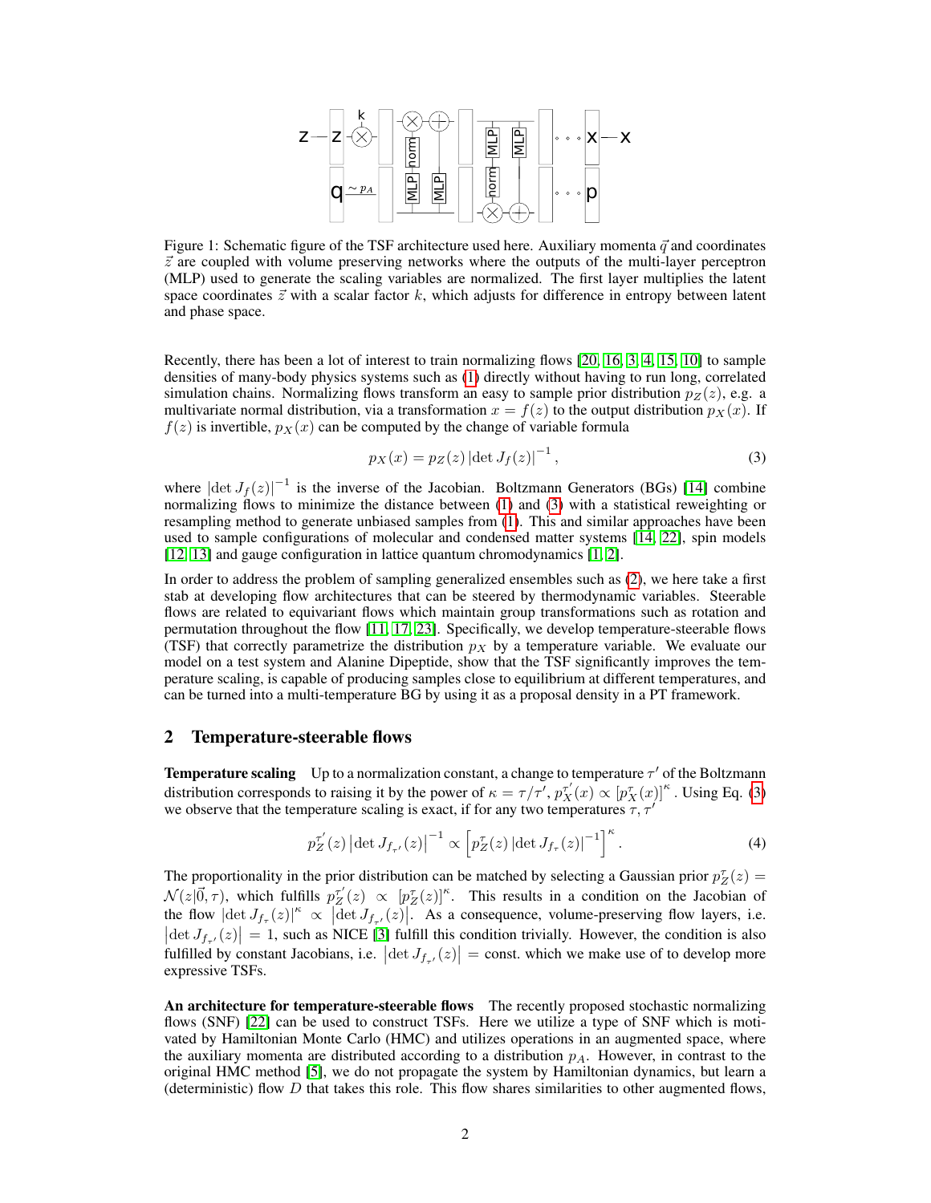Figure 1: Schematic figure of the TSF architecture used here. Auxiliary momenta $\vec{q}$ and coordinates $\vec{z}$ are coupled with volume preserving networks where the outputs of the multi-layer perceptron (MLP) used to generate the scaling variables are normalized. The first layer multiplies the latent space coordinates $\vec{z}$ with a scalar factor $k$, which adjusts for difference in entropy between latent and phase space.

Recently, there has been a lot of interest to train normalizing flows [20, 16, 3, 4, 15, 10] to sample densities of many-body physics systems such as (1) directly without having to run long, correlated simulation chains. Normalizing flows transform an easy to sample prior distribution $p_Z(z)$, e.g. a multivariate normal distribution, via a transformation $x = f(z)$ to the output distribution $p_X(x)$. If $f(z)$ is invertible, $p_X(x)$ can be computed by the change of variable formula

$$p_X(x) = p_Z(z) \left|\det J_f(z)\right|^{-1}, \tag{3}$$

where $\left|\det J_f(z)\right|^{-1}$ is the inverse of the Jacobian. Boltzmann Generators (BGs) [14] combine normalizing flows to minimize the distance between (1) and (3) with a statistical reweighting or resampling method to generate unbiased samples from (1). This and similar approaches have been used to sample configurations of molecular and condensed matter systems [14, 22], spin models [12, 13] and gauge configuration in lattice quantum chromodynamics [1, 2].

In order to address the problem of sampling generalized ensembles such as (2), we here take a first stab at developing flow architectures that can be steered by thermodynamic variables. Steerable flows are related to equivariant flows which maintain group transformations such as rotation and permutation throughout the flow [11, 17, 23]. Specifically, we develop temperature-steerable flows (TSF) that correctly parametrize the distribution $p_X$ by a temperature variable. We evaluate our model on a test system and Alanine Dipeptide, show that the TSF significantly improves the temperature scaling, is capable of producing samples close to equilibrium at different temperatures, and can be turned into a multi-temperature BG by using it as a proposal density in a PT framework.

## 2 Temperature-steerable flows

**Temperature scaling** Up to a normalization constant, a change to temperature $\tau'$ of the Boltzmann distribution corresponds to raising it by the power of $\kappa = \tau/\tau'$, $p_X^{\tau'}(x) \propto \left[p_X^{\tau}(x)\right]^{\kappa}$. Using Eq. (3) we observe that the temperature scaling is exact, if for any two temperatures $\tau, \tau'$

$$p_Z^{\tau'}(z) \left|\det J_{f_{\tau'}}(z)\right|^{-1} \propto \left[p_Z^{\tau}(z) \left|\det J_{f_\tau}(z)\right|^{-1}\right]^{\kappa}. \tag{4}$$

The proportionality in the prior distribution can be matched by selecting a Gaussian prior $p_Z^{\tau}(z) = \mathcal{N}(z|\vec{0}, \tau)$, which fulfills $p_Z^{\tau'}(z) \propto \left[p_Z^{\tau}(z)\right]^{\kappa}$. This results in a condition on the Jacobian of the flow $\left|\det J_{f_\tau}(z)\right|^{\kappa} \propto \left|\det J_{f_{\tau'}}(z)\right|$. As a consequence, volume-preserving flow layers, i.e. $\left|\det J_{f_{\tau'}}(z)\right| = 1$, such as NICE [3] fulfill this condition trivially. However, the condition is also fulfilled by constant Jacobians, i.e. $\left|\det J_{f_{\tau'}}(z)\right| = \text{const.}$ which we make use of to develop more expressive TSFs.

**An architecture for temperature-steerable flows** The recently proposed stochastic normalizing flows (SNF) [22] can be used to construct TSFs. Here we utilize a type of SNF which is motivated by Hamiltonian Monte Carlo (HMC) and utilizes operations in an augmented space, where the auxiliary momenta are distributed according to a distribution $p_A$. However, in contrast to the original HMC method [5], we do not propagate the system by Hamiltonian dynamics, but learn a (deterministic) flow $D$ that takes this role. This flow shares similarities to other augmented flows,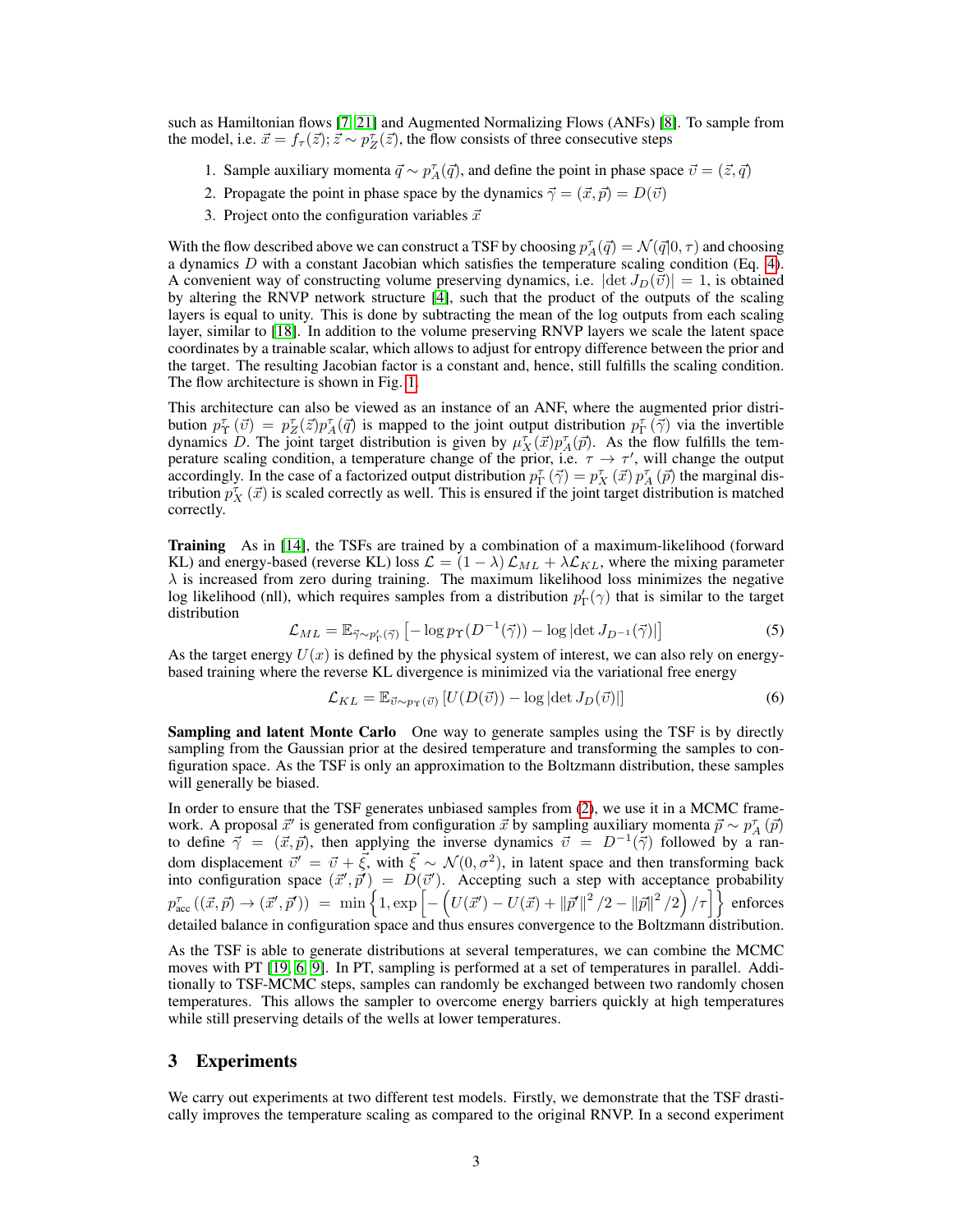such as Hamiltonian flows [7, 21] and Augmented Normalizing Flows (ANFs) [8]. To sample from the model, i.e. $\vec{x} = f_\tau(\vec{z}); \vec{z} \sim p_Z^\tau(\vec{z})$, the flow consists of three consecutive steps

1. Sample auxiliary momenta $\vec{q} \sim p_A^\tau(\vec{q})$, and define the point in phase space $\vec{v} = (\vec{z}, \vec{q})$
2. Propagate the point in phase space by the dynamics $\vec{\gamma} = (\vec{x}, \vec{p}) = D(\vec{v})$
3. Project onto the configuration variables $\vec{x}$

With the flow described above we can construct a TSF by choosing $p_A^\tau(\vec{q}) = \mathcal{N}(\vec{q}|0, \tau)$ and choosing a dynamics $D$ with a constant Jacobian which satisfies the temperature scaling condition (Eq. 4). A convenient way of constructing volume preserving dynamics, i.e. $|\det J_D(\vec{v})| = 1$, is obtained by altering the RNVP network structure [4], such that the product of the outputs of the scaling layers is equal to unity. This is done by subtracting the mean of the log outputs from each scaling layer, similar to [18]. In addition to the volume preserving RNVP layers we scale the latent space coordinates by a trainable scalar, which allows to adjust for entropy difference between the prior and the target. The resulting Jacobian factor is a constant and, hence, still fulfills the scaling condition. The flow architecture is shown in Fig. 1.

This architecture can also be viewed as an instance of an ANF, where the augmented prior distribution $p_\Upsilon^\tau(\vec{v}) = p_Z^\tau(\vec{z})p_A^\tau(\vec{q})$ is mapped to the joint output distribution $p_\Gamma^\tau(\vec{\gamma})$ via the invertible dynamics $D$. The joint target distribution is given by $\mu_X^\tau(\vec{x})p_A^\tau(\vec{p})$. As the flow fulfills the temperature scaling condition, a temperature change of the prior, i.e. $\tau \to \tau'$, will change the output accordingly. In the case of a factorized output distribution $p_\Gamma^\tau(\vec{\gamma}) = p_X^\tau(\vec{x})\, p_A^\tau(\vec{p})$ the marginal distribution $p_X^\tau(\vec{x})$ is scaled correctly as well. This is ensured if the joint target distribution is matched correctly.

**Training** As in [14], the TSFs are trained by a combination of a maximum-likelihood (forward KL) and energy-based (reverse KL) loss $\mathcal{L} = (1 - \lambda)\,\mathcal{L}_{ML} + \lambda\mathcal{L}_{KL}$, where the mixing parameter $\lambda$ is increased from zero during training. The maximum likelihood loss minimizes the negative log likelihood (nll), which requires samples from a distribution $p'_\Gamma(\gamma)$ that is similar to the target distribution

$$\mathcal{L}_{ML} = \mathbb{E}_{\vec{\gamma}\sim p'_\Gamma(\vec{\gamma})}\left[-\log p_\Upsilon(D^{-1}(\vec{\gamma})) - \log|\det J_{D^{-1}}(\vec{\gamma})|\right] \tag{5}$$

As the target energy $U(x)$ is defined by the physical system of interest, we can also rely on energy-based training where the reverse KL divergence is minimized via the variational free energy

$$\mathcal{L}_{KL} = \mathbb{E}_{\vec{v}\sim p_\Upsilon(\vec{v})}\left[U(D(\vec{v})) - \log|\det J_D(\vec{v})|\right] \tag{6}$$

**Sampling and latent Monte Carlo** One way to generate samples using the TSF is by directly sampling from the Gaussian prior at the desired temperature and transforming the samples to configuration space. As the TSF is only an approximation to the Boltzmann distribution, these samples will generally be biased.

In order to ensure that the TSF generates unbiased samples from (2), we use it in a MCMC framework. A proposal $\vec{x}'$ is generated from configuration $\vec{x}$ by sampling auxiliary momenta $\vec{p} \sim p_A^\tau(\vec{p})$ to define $\vec{\gamma} = (\vec{x}, \vec{p})$, then applying the inverse dynamics $\vec{v} = D^{-1}(\vec{\gamma})$ followed by a random displacement $\vec{v}' = \vec{v} + \vec{\xi}$, with $\vec{\xi} \sim \mathcal{N}(0, \sigma^2)$, in latent space and then transforming back into configuration space $(\vec{x}', \vec{p}') = D(\vec{v}')$. Accepting such a step with acceptance probability $p_{\text{acc}}^\tau((\vec{x}, \vec{p}) \to (\vec{x}', \vec{p}')) = \min\left\{1, \exp\left[-\left(U(\vec{x}') - U(\vec{x}) + \|\vec{p}'\|^2/2 - \|\vec{p}\|^2/2\right)/\tau\right]\right\}$ enforces detailed balance in configuration space and thus ensures convergence to the Boltzmann distribution.

As the TSF is able to generate distributions at several temperatures, we can combine the MCMC moves with PT [19, 6, 9]. In PT, sampling is performed at a set of temperatures in parallel. Additionally to TSF-MCMC steps, samples can randomly be exchanged between two randomly chosen temperatures. This allows the sampler to overcome energy barriers quickly at high temperatures while still preserving details of the wells at lower temperatures.

## 3 Experiments

We carry out experiments at two different test models. Firstly, we demonstrate that the TSF drastically improves the temperature scaling as compared to the original RNVP. In a second experiment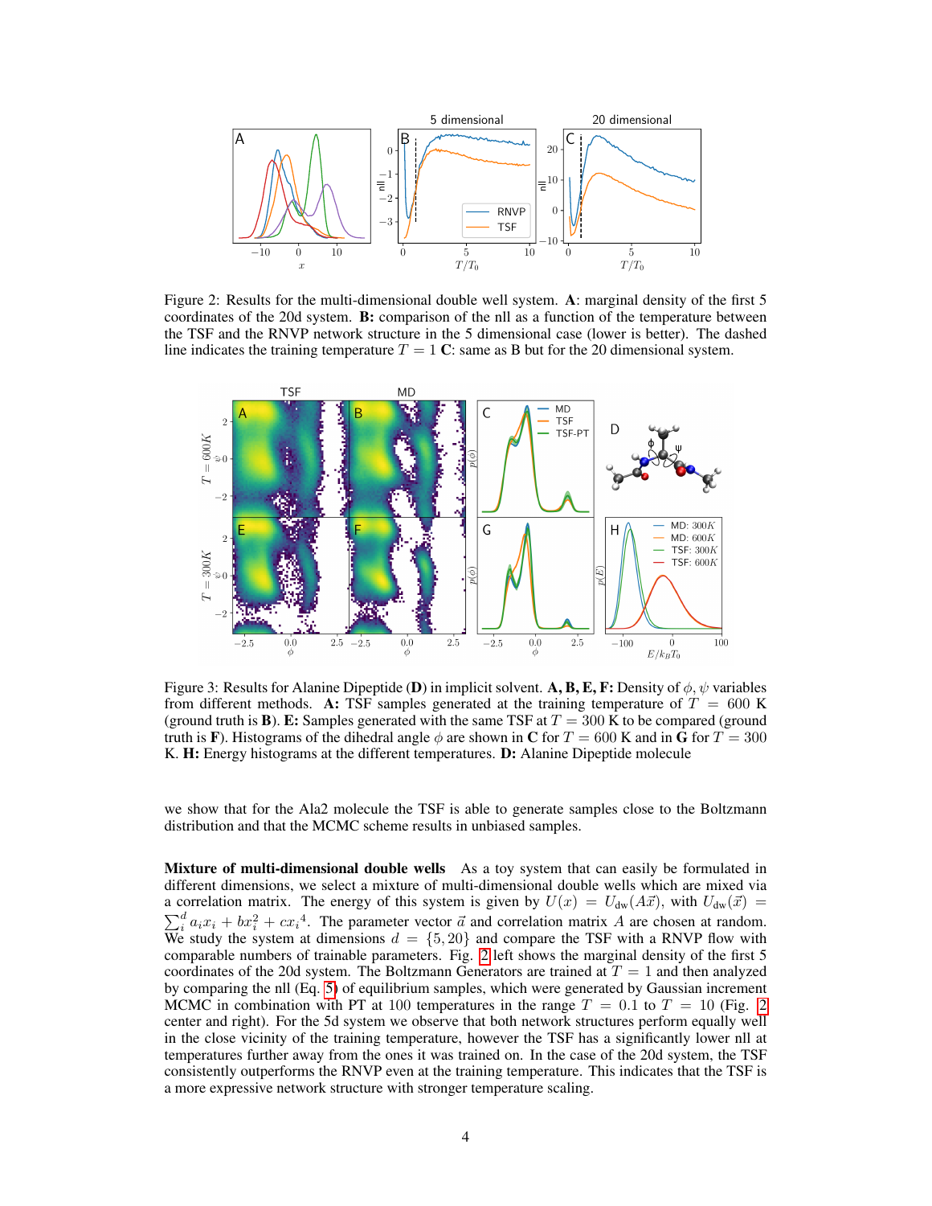Figure 2: Results for the multi-dimensional double well system. **A**: marginal density of the first 5 coordinates of the 20d system. **B:** comparison of the nll as a function of the temperature between the TSF and the RNVP network structure in the 5 dimensional case (lower is better). The dashed line indicates the training temperature $T = 1$ **C**: same as B but for the 20 dimensional system.

Figure 3: Results for Alanine Dipeptide (**D**) in implicit solvent. **A, B, E, F:** Density of $\phi, \psi$ variables from different methods. **A:** TSF samples generated at the training temperature of $T = 600$ K (ground truth is **B**). **E:** Samples generated with the same TSF at $T = 300$ K to be compared (ground truth is **F**). Histograms of the dihedral angle $\phi$ are shown in **C** for $T = 600$ K and in **G** for $T = 300$ K. **H:** Energy histograms at the different temperatures. **D:** Alanine Dipeptide molecule

we show that for the Ala2 molecule the TSF is able to generate samples close to the Boltzmann distribution and that the MCMC scheme results in unbiased samples.

**Mixture of multi-dimensional double wells** As a toy system that can easily be formulated in different dimensions, we select a mixture of multi-dimensional double wells which are mixed via a correlation matrix. The energy of this system is given by $U(x) = U_{\text{dw}}(A\vec{x})$, with $U_{\text{dw}}(\vec{x}) = \sum_i^d a_i x_i + b x_i^2 + c x_i{}^4$. The parameter vector $\vec{a}$ and correlation matrix $A$ are chosen at random. We study the system at dimensions $d = \{5, 20\}$ and compare the TSF with a RNVP flow with comparable numbers of trainable parameters. Fig. 2 left shows the marginal density of the first 5 coordinates of the 20d system. The Boltzmann Generators are trained at $T = 1$ and then analyzed by comparing the nll (Eq. 5) of equilibrium samples, which were generated by Gaussian increment MCMC in combination with PT at 100 temperatures in the range $T = 0.1$ to $T = 10$ (Fig. 2 center and right). For the 5d system we observe that both network structures perform equally well in the close vicinity of the training temperature, however the TSF has a significantly lower nll at temperatures further away from the ones it was trained on. In the case of the 20d system, the TSF consistently outperforms the RNVP even at the training temperature. This indicates that the TSF is a more expressive network structure with stronger temperature scaling.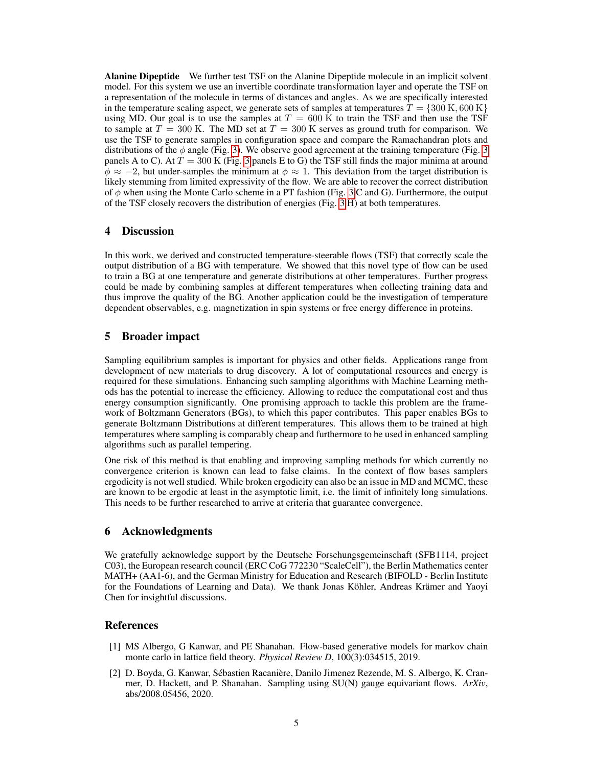**Alanine Dipeptide** We further test TSF on the Alanine Dipeptide molecule in an implicit solvent model. For this system we use an invertible coordinate transformation layer and operate the TSF on a representation of the molecule in terms of distances and angles. As we are specifically interested in the temperature scaling aspect, we generate sets of samples at temperatures $T = \{300\,\mathrm{K}, 600\,\mathrm{K}\}$ using MD. Our goal is to use the samples at $T = 600\,\mathrm{K}$ to train the TSF and then use the TSF to sample at $T = 300\,\mathrm{K}$. The MD set at $T = 300\,\mathrm{K}$ serves as ground truth for comparison. We use the TSF to generate samples in configuration space and compare the Ramachandran plots and distributions of the $\phi$ angle (Fig. 3). We observe good agreement at the training temperature (Fig. 3 panels A to C). At $T = 300\,\mathrm{K}$ (Fig. 3 panels E to G) the TSF still finds the major minima at around $\phi \approx -2$, but under-samples the minimum at $\phi \approx 1$. This deviation from the target distribution is likely stemming from limited expressivity of the flow. We are able to recover the correct distribution of $\phi$ when using the Monte Carlo scheme in a PT fashion (Fig. 3 C and G). Furthermore, the output of the TSF closely recovers the distribution of energies (Fig. 3 H) at both temperatures.

## 4 Discussion

In this work, we derived and constructed temperature-steerable flows (TSF) that correctly scale the output distribution of a BG with temperature. We showed that this novel type of flow can be used to train a BG at one temperature and generate distributions at other temperatures. Further progress could be made by combining samples at different temperatures when collecting training data and thus improve the quality of the BG. Another application could be the investigation of temperature dependent observables, e.g. magnetization in spin systems or free energy difference in proteins.

## 5 Broader impact

Sampling equilibrium samples is important for physics and other fields. Applications range from development of new materials to drug discovery. A lot of computational resources and energy is required for these simulations. Enhancing such sampling algorithms with Machine Learning methods has the potential to increase the efficiency. Allowing to reduce the computational cost and thus energy consumption significantly. One promising approach to tackle this problem are the framework of Boltzmann Generators (BGs), to which this paper contributes. This paper enables BGs to generate Boltzmann Distributions at different temperatures. This allows them to be trained at high temperatures where sampling is comparably cheap and furthermore to be used in enhanced sampling algorithms such as parallel tempering.

One risk of this method is that enabling and improving sampling methods for which currently no convergence criterion is known can lead to false claims. In the context of flow bases samplers ergodicity is not well studied. While broken ergodicity can also be an issue in MD and MCMC, these are known to be ergodic at least in the asymptotic limit, i.e. the limit of infinitely long simulations. This needs to be further researched to arrive at criteria that guarantee convergence.

## 6 Acknowledgments

We gratefully acknowledge support by the Deutsche Forschungsgemeinschaft (SFB1114, project C03), the European research council (ERC CoG 772230 "ScaleCell"), the Berlin Mathematics center MATH+ (AA1-6), and the German Ministry for Education and Research (BIFOLD - Berlin Institute for the Foundations of Learning and Data). We thank Jonas Köhler, Andreas Krämer and Yaoyi Chen for insightful discussions.

## References

[1] MS Albergo, G Kanwar, and PE Shanahan. Flow-based generative models for markov chain monte carlo in lattice field theory. *Physical Review D*, 100(3):034515, 2019.

[2] D. Boyda, G. Kanwar, Sébastien Racanière, Danilo Jimenez Rezende, M. S. Albergo, K. Cranmer, D. Hackett, and P. Shanahan. Sampling using SU(N) gauge equivariant flows. *ArXiv*, abs/2008.05456, 2020.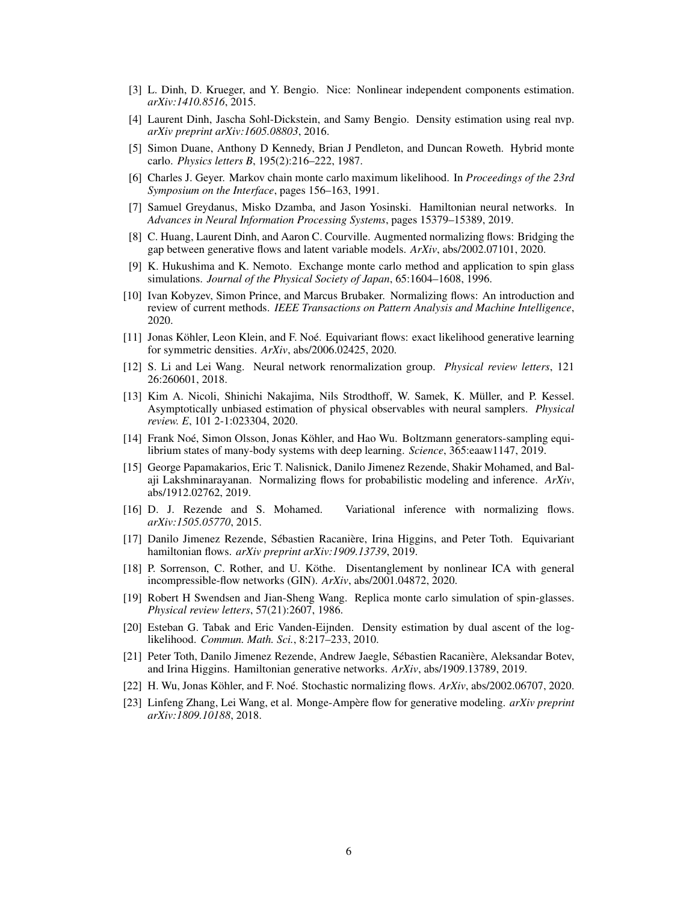[3] L. Dinh, D. Krueger, and Y. Bengio. Nice: Nonlinear independent components estimation. *arXiv:1410.8516*, 2015.

[4] Laurent Dinh, Jascha Sohl-Dickstein, and Samy Bengio. Density estimation using real nvp. *arXiv preprint arXiv:1605.08803*, 2016.

[5] Simon Duane, Anthony D Kennedy, Brian J Pendleton, and Duncan Roweth. Hybrid monte carlo. *Physics letters B*, 195(2):216–222, 1987.

[6] Charles J. Geyer. Markov chain monte carlo maximum likelihood. In *Proceedings of the 23rd Symposium on the Interface*, pages 156–163, 1991.

[7] Samuel Greydanus, Misko Dzamba, and Jason Yosinski. Hamiltonian neural networks. In *Advances in Neural Information Processing Systems*, pages 15379–15389, 2019.

[8] C. Huang, Laurent Dinh, and Aaron C. Courville. Augmented normalizing flows: Bridging the gap between generative flows and latent variable models. *ArXiv*, abs/2002.07101, 2020.

[9] K. Hukushima and K. Nemoto. Exchange monte carlo method and application to spin glass simulations. *Journal of the Physical Society of Japan*, 65:1604–1608, 1996.

[10] Ivan Kobyzev, Simon Prince, and Marcus Brubaker. Normalizing flows: An introduction and review of current methods. *IEEE Transactions on Pattern Analysis and Machine Intelligence*, 2020.

[11] Jonas Köhler, Leon Klein, and F. Noé. Equivariant flows: exact likelihood generative learning for symmetric densities. *ArXiv*, abs/2006.02425, 2020.

[12] S. Li and Lei Wang. Neural network renormalization group. *Physical review letters*, 121 26:260601, 2018.

[13] Kim A. Nicoli, Shinichi Nakajima, Nils Strodthoff, W. Samek, K. Müller, and P. Kessel. Asymptotically unbiased estimation of physical observables with neural samplers. *Physical review. E*, 101 2-1:023304, 2020.

[14] Frank Noé, Simon Olsson, Jonas Köhler, and Hao Wu. Boltzmann generators-sampling equilibrium states of many-body systems with deep learning. *Science*, 365:eaaw1147, 2019.

[15] George Papamakarios, Eric T. Nalisnick, Danilo Jimenez Rezende, Shakir Mohamed, and Balaji Lakshminarayanan. Normalizing flows for probabilistic modeling and inference. *ArXiv*, abs/1912.02762, 2019.

[16] D. J. Rezende and S. Mohamed. Variational inference with normalizing flows. *arXiv:1505.05770*, 2015.

[17] Danilo Jimenez Rezende, Sébastien Racanière, Irina Higgins, and Peter Toth. Equivariant hamiltonian flows. *arXiv preprint arXiv:1909.13739*, 2019.

[18] P. Sorrenson, C. Rother, and U. Köthe. Disentanglement by nonlinear ICA with general incompressible-flow networks (GIN). *ArXiv*, abs/2001.04872, 2020.

[19] Robert H Swendsen and Jian-Sheng Wang. Replica monte carlo simulation of spin-glasses. *Physical review letters*, 57(21):2607, 1986.

[20] Esteban G. Tabak and Eric Vanden-Eijnden. Density estimation by dual ascent of the log-likelihood. *Commun. Math. Sci.*, 8:217–233, 2010.

[21] Peter Toth, Danilo Jimenez Rezende, Andrew Jaegle, Sébastien Racanière, Aleksandar Botev, and Irina Higgins. Hamiltonian generative networks. *ArXiv*, abs/1909.13789, 2019.

[22] H. Wu, Jonas Köhler, and F. Noé. Stochastic normalizing flows. *ArXiv*, abs/2002.06707, 2020.

[23] Linfeng Zhang, Lei Wang, et al. Monge-Ampère flow for generative modeling. *arXiv preprint arXiv:1809.10188*, 2018.